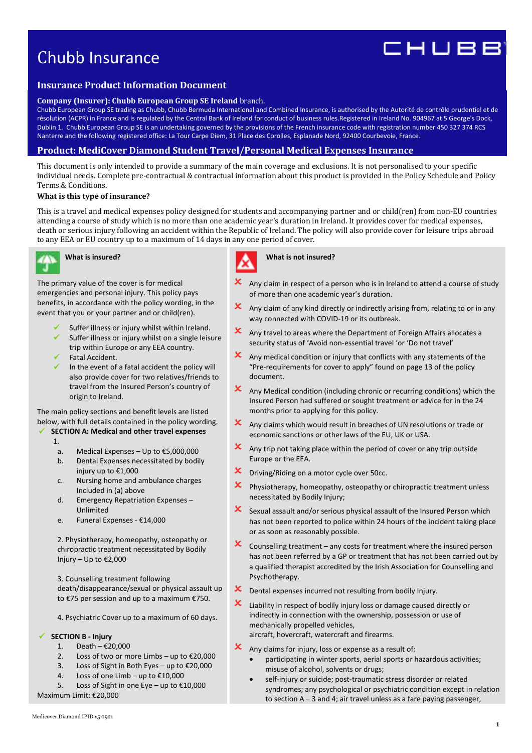# Chubb Insurance

## Insurance Product Information Document

**Company (Insurer): Chubb European Group SE Ireland** branch.

Chubb European Group SE trading as Chubb, Chubb Bermuda International and Combined Insurance, is authorised by the Autorité de contrôle prudentiel et de résolution (ACPR) in France and is regulated by the Central Bank of Ireland for conduct of business rules.Registered in Ireland No. 904967 at 5 George's Dock, Dublin 1. Chubb European Group SE is an undertaking governed by the provisions of the French insurance code with registration number 450 327 374 RCS Nanterre and the following registered office: La Tour Carpe Diem, 31 Place des Corolles, Esplanade Nord, 92400 Courbevoie, France.

## Product: MediCover Diamond Student Travel/Personal Medical Expenses Insurance

This document is only intended to provide a summary of the main coverage and exclusions. It is not personalised to your specific individual needs. Complete pre-contractual & contractual information about this product is provided in the Policy Schedule and Policy Terms & Conditions.

**What is this type of insurance?**

This is a travel and medical expenses policy designed for students and accompanying partner and or child(ren) from non-EU countries attending a course of study which is no more than one academic year's duration in Ireland. It provides cover for medical expenses, death or serious injury following an accident within the Republic of Ireland. The policy will also provide cover for leisure trips abroad to any EEA or EU country up to a maximum of 14 days in any one period of cover.

### What is insured?

The primary value of the cover is for medical emergencies and personal injury. This policy pays benefits, in accordance with the policy wording, in the event that you or your partner and or child(ren).

- ✓ Suffer illness or injury whilst within Ireland.
- ✓ Suffer illness or injury whilst on a single leisure trip within Europe or any EEA country.
- ✓ Fatal Accident.
- ✓ In the event of a fatal accident the policy will also provide cover for two relatives/friends to travel from the Insured Person's country of origin to Ireland.

The main policy sections and benefit levels are listed below, with full details contained in the policy wording.

✓ **SECTION A: Medical and other travel expenses**

1.
   a. Medical Expenses – Up to €5,000,000
   b. Dental Expenses necessitated by bodily injury up to €1,000
   c. Nursing home and ambulance charges Included in (a) above
   d. Emergency Repatriation Expenses – Unlimited
   e. Funeral Expenses - €14,000

2. Physiotherapy, homeopathy, osteopathy or chiropractic treatment necessitated by Bodily Injury – Up to €2,000

3. Counselling treatment following death/disappearance/sexual or physical assault up to €75 per session and up to a maximum €750.

4. Psychiatric Cover up to a maximum of 60 days.

✓ **SECTION B - Injury**

1. Death – €20,000
2. Loss of two or more Limbs – up to €20,000
3. Loss of Sight in Both Eyes – up to €20,000
4. Loss of one Limb – up to €10,000
5. Loss of Sight in one Eye – up to €10,000

Maximum Limit: €20,000

### What is not insured?

- ✗ Any claim in respect of a person who is in Ireland to attend a course of study of more than one academic year's duration.
- ✗ Any claim of any kind directly or indirectly arising from, relating to or in any way connected with COVID-19 or its outbreak.
- ✗ Any travel to areas where the Department of Foreign Affairs allocates a security status of 'Avoid non-essential travel 'or 'Do not travel'
- ✗ Any medical condition or injury that conflicts with any statements of the "Pre-requirements for cover to apply" found on page 13 of the policy document.
- ✗ Any Medical condition (including chronic or recurring conditions) which the Insured Person had suffered or sought treatment or advice for in the 24 months prior to applying for this policy.
- ✗ Any claims which would result in breaches of UN resolutions or trade or economic sanctions or other laws of the EU, UK or USA.
- ✗ Any trip not taking place within the period of cover or any trip outside Europe or the EEA.
- ✗ Driving/Riding on a motor cycle over 50cc.
- ✗ Physiotherapy, homeopathy, osteopathy or chiropractic treatment unless necessitated by Bodily Injury;
- ✗ Sexual assault and/or serious physical assault of the Insured Person which has not been reported to police within 24 hours of the incident taking place or as soon as reasonably possible.
- ✗ Counselling treatment – any costs for treatment where the insured person has not been referred by a GP or treatment that has not been carried out by a qualified therapist accredited by the Irish Association for Counselling and Psychotherapy.
- ✗ Dental expenses incurred not resulting from bodily Injury.
- ✗ Liability in respect of bodily injury loss or damage caused directly or indirectly in connection with the ownership, possession or use of mechanically propelled vehicles, aircraft, hovercraft, watercraft and firearms.
- ✗ Any claims for injury, loss or expense as a result of:
  - participating in winter sports, aerial sports or hazardous activities; misuse of alcohol, solvents or drugs;
  - self-injury or suicide; post-traumatic stress disorder or related syndromes; any psychological or psychiatric condition except in relation to section A – 3 and 4; air travel unless as a fare paying passenger,

Medicover Diamond IPID v5 0921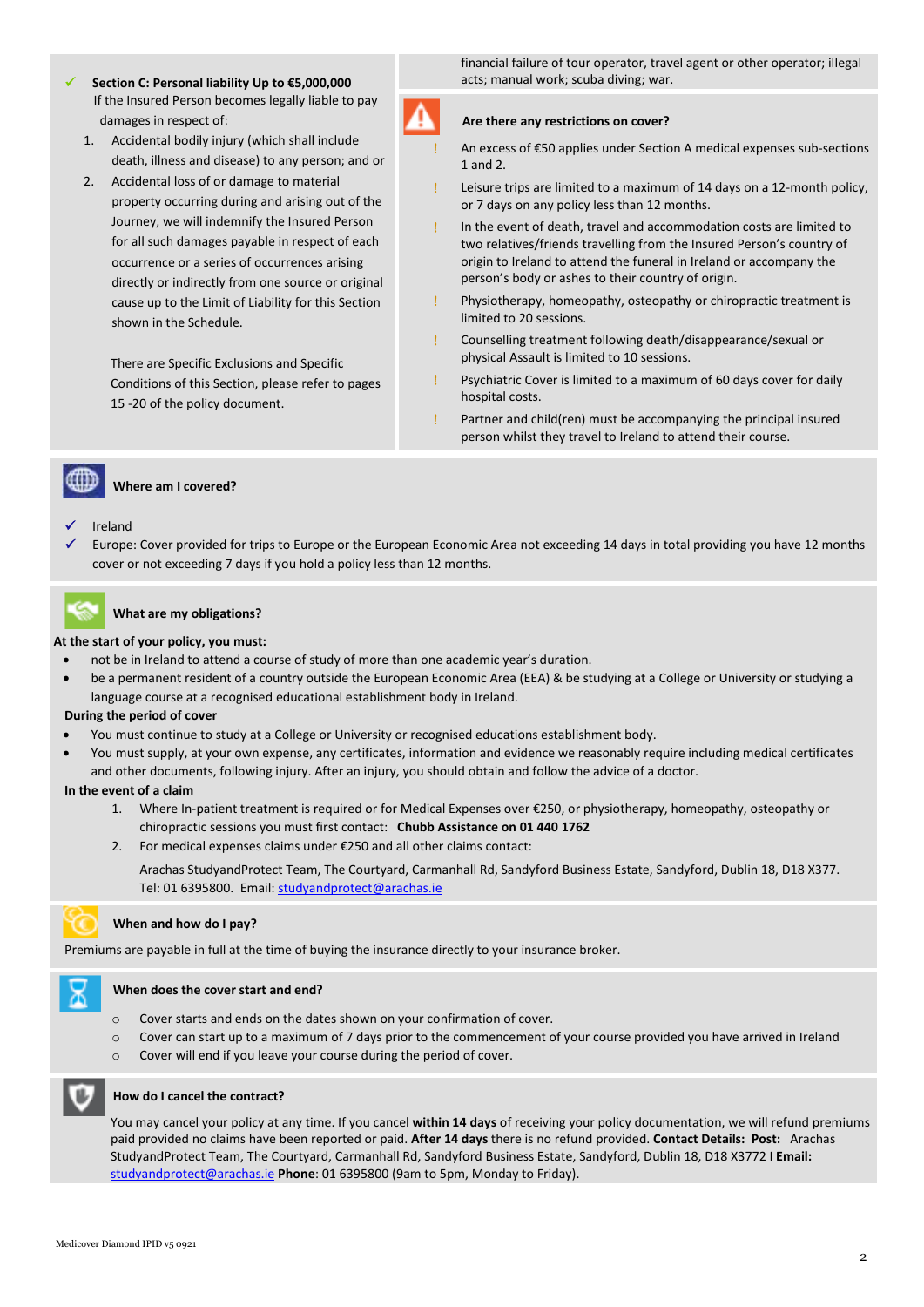✓ **Section C: Personal liability Up to €5,000,000**

If the Insured Person becomes legally liable to pay damages in respect of:

1. Accidental bodily injury (which shall include death, illness and disease) to any person; and or
2. Accidental loss of or damage to material property occurring during and arising out of the Journey, we will indemnify the Insured Person for all such damages payable in respect of each occurrence or a series of occurrences arising directly or indirectly from one source or original cause up to the Limit of Liability for this Section shown in the Schedule.

There are Specific Exclusions and Specific Conditions of this Section, please refer to pages 15 -20 of the policy document.

financial failure of tour operator, travel agent or other operator; illegal acts; manual work; scuba diving; war.

### Are there any restrictions on cover?

- ! An excess of €50 applies under Section A medical expenses sub-sections 1 and 2.
- ! Leisure trips are limited to a maximum of 14 days on a 12-month policy, or 7 days on any policy less than 12 months.
- ! In the event of death, travel and accommodation costs are limited to two relatives/friends travelling from the Insured Person's country of origin to Ireland to attend the funeral in Ireland or accompany the person's body or ashes to their country of origin.
- ! Physiotherapy, homeopathy, osteopathy or chiropractic treatment is limited to 20 sessions.
- ! Counselling treatment following death/disappearance/sexual or physical Assault is limited to 10 sessions.
- ! Psychiatric Cover is limited to a maximum of 60 days cover for daily hospital costs.
- ! Partner and child(ren) must be accompanying the principal insured person whilst they travel to Ireland to attend their course.

### Where am I covered?

- ✓ Ireland
- ✓ Europe: Cover provided for trips to Europe or the European Economic Area not exceeding 14 days in total providing you have 12 months cover or not exceeding 7 days if you hold a policy less than 12 months.

### What are my obligations?

**At the start of your policy, you must:**

- not be in Ireland to attend a course of study of more than one academic year's duration.
- be a permanent resident of a country outside the European Economic Area (EEA) & be studying at a College or University or studying a language course at a recognised educational establishment body in Ireland.

**During the period of cover**

- You must continue to study at a College or University or recognised educations establishment body.
- You must supply, at your own expense, any certificates, information and evidence we reasonably require including medical certificates and other documents, following injury. After an injury, you should obtain and follow the advice of a doctor.

**In the event of a claim**

1. Where In-patient treatment is required or for Medical Expenses over €250, or physiotherapy, homeopathy, osteopathy or chiropractic sessions you must first contact: **Chubb Assistance on 01 440 1762**
2. For medical expenses claims under €250 and all other claims contact:

   Arachas StudyandProtect Team, The Courtyard, Carmanhall Rd, Sandyford Business Estate, Sandyford, Dublin 18, D18 X377. Tel: 01 6395800. Email: studyandprotect@arachas.ie

### When and how do I pay?

Premiums are payable in full at the time of buying the insurance directly to your insurance broker.

### When does the cover start and end?

- Cover starts and ends on the dates shown on your confirmation of cover.
- Cover can start up to a maximum of 7 days prior to the commencement of your course provided you have arrived in Ireland
- Cover will end if you leave your course during the period of cover.

### How do I cancel the contract?

You may cancel your policy at any time. If you cancel **within 14 days** of receiving your policy documentation, we will refund premiums paid provided no claims have been reported or paid. **After 14 days** there is no refund provided. **Contact Details: Post:** Arachas StudyandProtect Team, The Courtyard, Carmanhall Rd, Sandyford Business Estate, Sandyford, Dublin 18, D18 X3772 I **Email:** studyandprotect@arachas.ie **Phone**: 01 6395800 (9am to 5pm, Monday to Friday).

Medicover Diamond IPID v5 0921